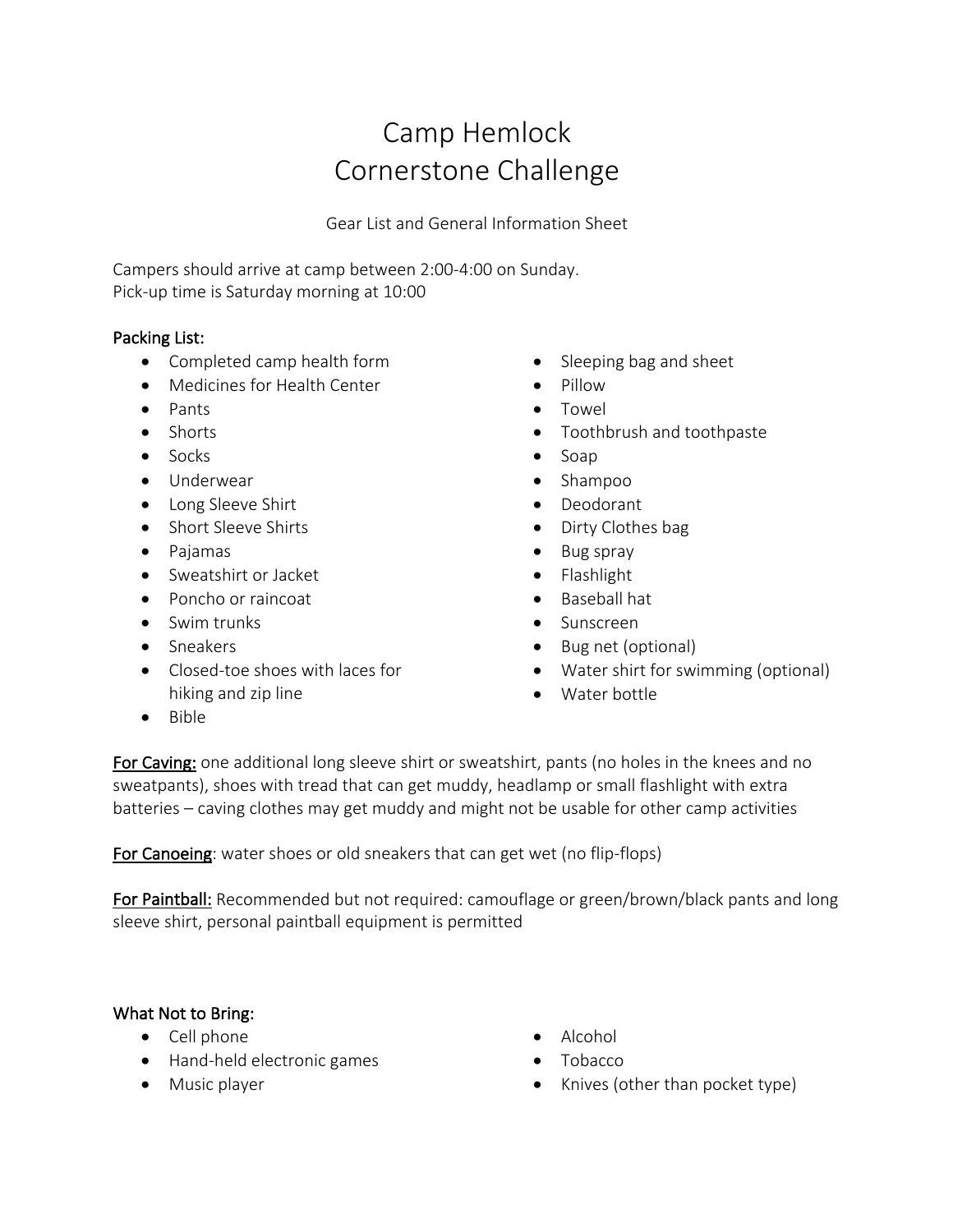# Camp Hemlock
# Cornerstone Challenge

Gear List and General Information Sheet

Campers should arrive at camp between 2:00-4:00 on Sunday.
Pick-up time is Saturday morning at 10:00

## Packing List:

- Completed camp health form
- Medicines for Health Center
- Pants
- Shorts
- Socks
- Underwear
- Long Sleeve Shirt
- Short Sleeve Shirts
- Pajamas
- Sweatshirt or Jacket
- Poncho or raincoat
- Swim trunks
- Sneakers
- Closed-toe shoes with laces for hiking and zip line
- Bible
- Sleeping bag and sheet
- Pillow
- Towel
- Toothbrush and toothpaste
- Soap
- Shampoo
- Deodorant
- Dirty Clothes bag
- Bug spray
- Flashlight
- Baseball hat
- Sunscreen
- Bug net (optional)
- Water shirt for swimming (optional)
- Water bottle

**For Caving:** one additional long sleeve shirt or sweatshirt, pants (no holes in the knees and no sweatpants), shoes with tread that can get muddy, headlamp or small flashlight with extra batteries – caving clothes may get muddy and might not be usable for other camp activities

**For Canoeing**: water shoes or old sneakers that can get wet (no flip-flops)

**For Paintball:** Recommended but not required: camouflage or green/brown/black pants and long sleeve shirt, personal paintball equipment is permitted

## What Not to Bring:

- Cell phone
- Hand-held electronic games
- Music player
- Alcohol
- Tobacco
- Knives (other than pocket type)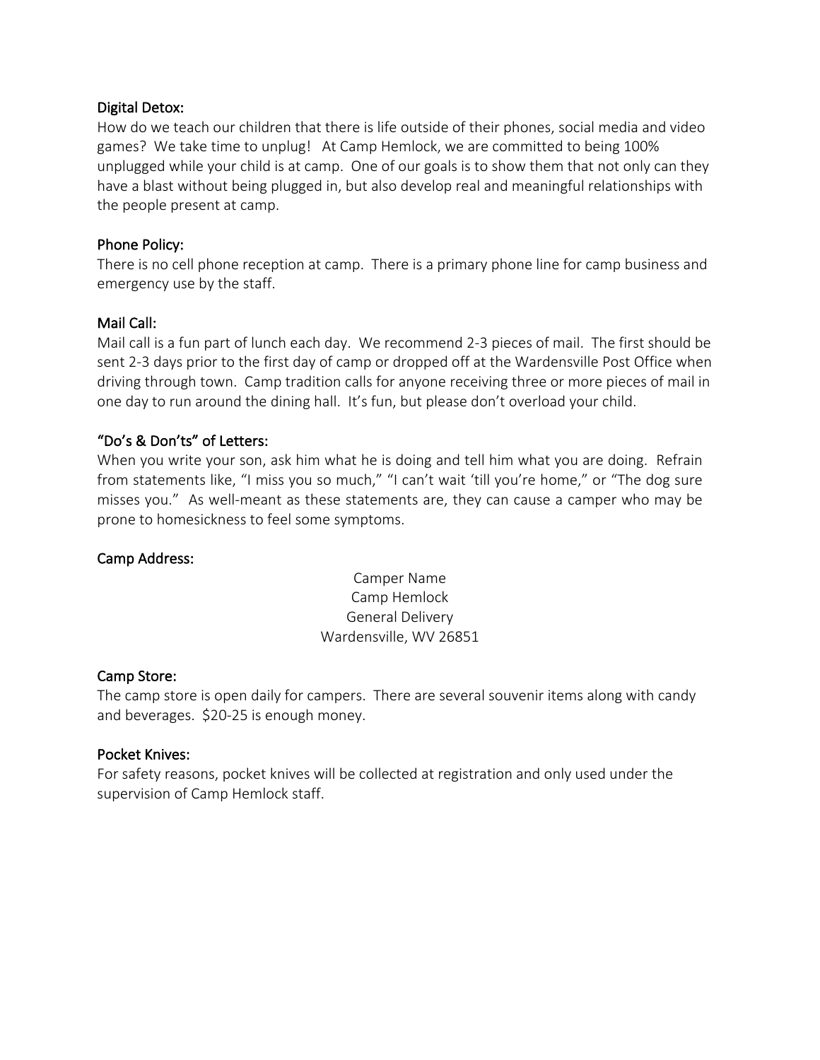## Digital Detox:

How do we teach our children that there is life outside of their phones, social media and video games? We take time to unplug! At Camp Hemlock, we are committed to being 100% unplugged while your child is at camp. One of our goals is to show them that not only can they have a blast without being plugged in, but also develop real and meaningful relationships with the people present at camp.

## Phone Policy:

There is no cell phone reception at camp. There is a primary phone line for camp business and emergency use by the staff.

## Mail Call:

Mail call is a fun part of lunch each day. We recommend 2-3 pieces of mail. The first should be sent 2-3 days prior to the first day of camp or dropped off at the Wardensville Post Office when driving through town. Camp tradition calls for anyone receiving three or more pieces of mail in one day to run around the dining hall. It's fun, but please don't overload your child.

## "Do's & Don'ts" of Letters:

When you write your son, ask him what he is doing and tell him what you are doing. Refrain from statements like, "I miss you so much," "I can't wait 'till you're home," or "The dog sure misses you." As well-meant as these statements are, they can cause a camper who may be prone to homesickness to feel some symptoms.

## Camp Address:

Camper Name
Camp Hemlock
General Delivery
Wardensville, WV 26851

## Camp Store:

The camp store is open daily for campers. There are several souvenir items along with candy and beverages. $20-25 is enough money.

## Pocket Knives:

For safety reasons, pocket knives will be collected at registration and only used under the supervision of Camp Hemlock staff.